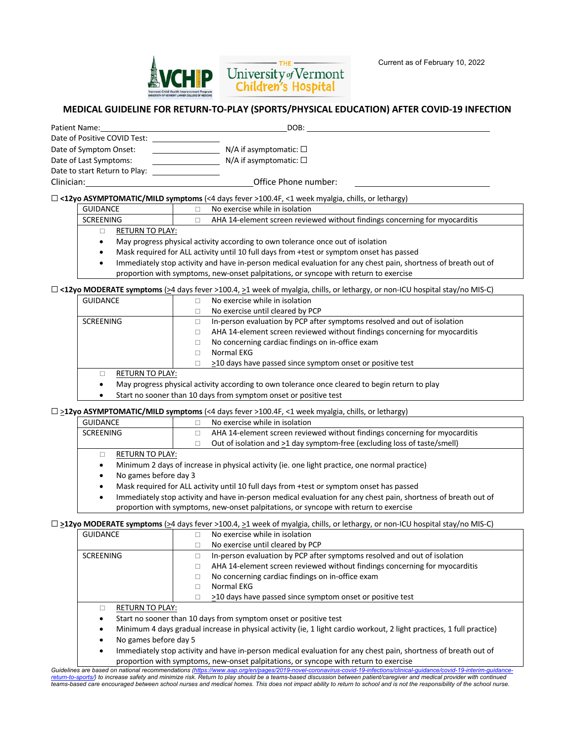Current as of February 10, 2022

# MEDICAL GUIDELINE FOR RETURN-TO-PLAY (SPORTS/PHYSICAL EDUCATION) AFTER COVID-19 INFECTION

Patient Name:\_\_\_\_\_\_\_\_\_\_\_\_\_\_\_\_\_\_\_\_\_\_\_\_\_\_\_\_\_\_\_\_\_\_\_\_\_\_\_\_DOB: \_\_\_\_\_\_\_\_\_\_\_\_\_\_\_\_\_\_\_\_\_\_\_\_\_\_\_\_\_\_\_\_\_\_\_\_\_\_\_\_

Date of Positive COVID Test: \_\_\_\_\_\_\_\_\_\_\_\_\_\_\_\_

Date of Symptom Onset: \_\_\_\_\_\_\_\_\_\_\_\_\_\_\_\_ N/A if asymptomatic: ☐

Date of Last Symptoms: \_\_\_\_\_\_\_\_\_\_\_\_\_\_\_\_ N/A if asymptomatic: ☐

Date to start Return to Play: \_\_\_\_\_\_\_\_\_\_\_\_\_\_\_\_

Clinician:\_\_\_\_\_\_\_\_\_\_\_\_\_\_\_\_\_\_\_\_\_\_\_\_\_\_\_\_\_\_\_\_\_\_\_\_\_\_Office Phone number: \_\_\_\_\_\_\_\_\_\_\_\_\_\_\_\_\_\_\_\_\_\_\_\_\_\_\_\_\_\_\_\_

☐ **<12yo ASYMPTOMATIC/MILD symptoms** (<4 days fever >100.4F, <1 week myalgia, chills, or lethargy)

| | |
|---|---|
| GUIDANCE | ☐ No exercise while in isolation |
| SCREENING | ☐ AHA 14-element screen reviewed without findings concerning for myocarditis |

☐ RETURN TO PLAY:
- May progress physical activity according to own tolerance once out of isolation
- Mask required for ALL activity until 10 full days from +test or symptom onset has passed
- Immediately stop activity and have in-person medical evaluation for any chest pain, shortness of breath out of proportion with symptoms, new-onset palpitations, or syncope with return to exercise

☐ **<12yo MODERATE symptoms** (≥4 days fever >100.4, ≥1 week of myalgia, chills, or lethargy, or non-ICU hospital stay/no MIS-C)

| | |
|---|---|
| GUIDANCE | ☐ No exercise while in isolation<br>☐ No exercise until cleared by PCP |
| SCREENING | ☐ In-person evaluation by PCP after symptoms resolved and out of isolation<br>☐ AHA 14-element screen reviewed without findings concerning for myocarditis<br>☐ No concerning cardiac findings on in-office exam<br>☐ Normal EKG<br>☐ ≥10 days have passed since symptom onset or positive test |

☐ RETURN TO PLAY:
- May progress physical activity according to own tolerance once cleared to begin return to play
- Start no sooner than 10 days from symptom onset or positive test

☐ **≥12yo ASYMPTOMATIC/MILD symptoms** (<4 days fever >100.4F, <1 week myalgia, chills, or lethargy)

| | |
|---|---|
| GUIDANCE | ☐ No exercise while in isolation |
| SCREENING | ☐ AHA 14-element screen reviewed without findings concerning for myocarditis<br>☐ Out of isolation and ≥1 day symptom-free (excluding loss of taste/smell) |

☐ RETURN TO PLAY:
- Minimum 2 days of increase in physical activity (ie. one light practice, one normal practice)
- No games before day 3
- Mask required for ALL activity until 10 full days from +test or symptom onset has passed
- Immediately stop activity and have in-person medical evaluation for any chest pain, shortness of breath out of proportion with symptoms, new-onset palpitations, or syncope with return to exercise

☐ **≥12yo MODERATE symptoms** (≥4 days fever >100.4, ≥1 week of myalgia, chills, or lethargy, or non-ICU hospital stay/no MIS-C)

| | |
|---|---|
| GUIDANCE | ☐ No exercise while in isolation<br>☐ No exercise until cleared by PCP |
| SCREENING | ☐ In-person evaluation by PCP after symptoms resolved and out of isolation<br>☐ AHA 14-element screen reviewed without findings concerning for myocarditis<br>☐ No concerning cardiac findings on in-office exam<br>☐ Normal EKG<br>☐ ≥10 days have passed since symptom onset or positive test |

☐ RETURN TO PLAY:
- Start no sooner than 10 days from symptom onset or positive test
- Minimum 4 days gradual increase in physical activity (ie, 1 light cardio workout, 2 light practices, 1 full practice)
- No games before day 5
- Immediately stop activity and have in-person medical evaluation for any chest pain, shortness of breath out of proportion with symptoms, new-onset palpitations, or syncope with return to exercise

*Guidelines are based on national recommendations (https://www.aap.org/en/pages/2019-novel-coronavirus-covid-19-infections/clinical-guidance/covid-19-interim-guidance-return-to-sports/) to increase safety and minimize risk. Return to play should be a teams-based discussion between patient/caregiver and medical provider with continued teams-based care encouraged between school nurses and medical homes. This does not impact ability to return to school and is not the responsibility of the school nurse.*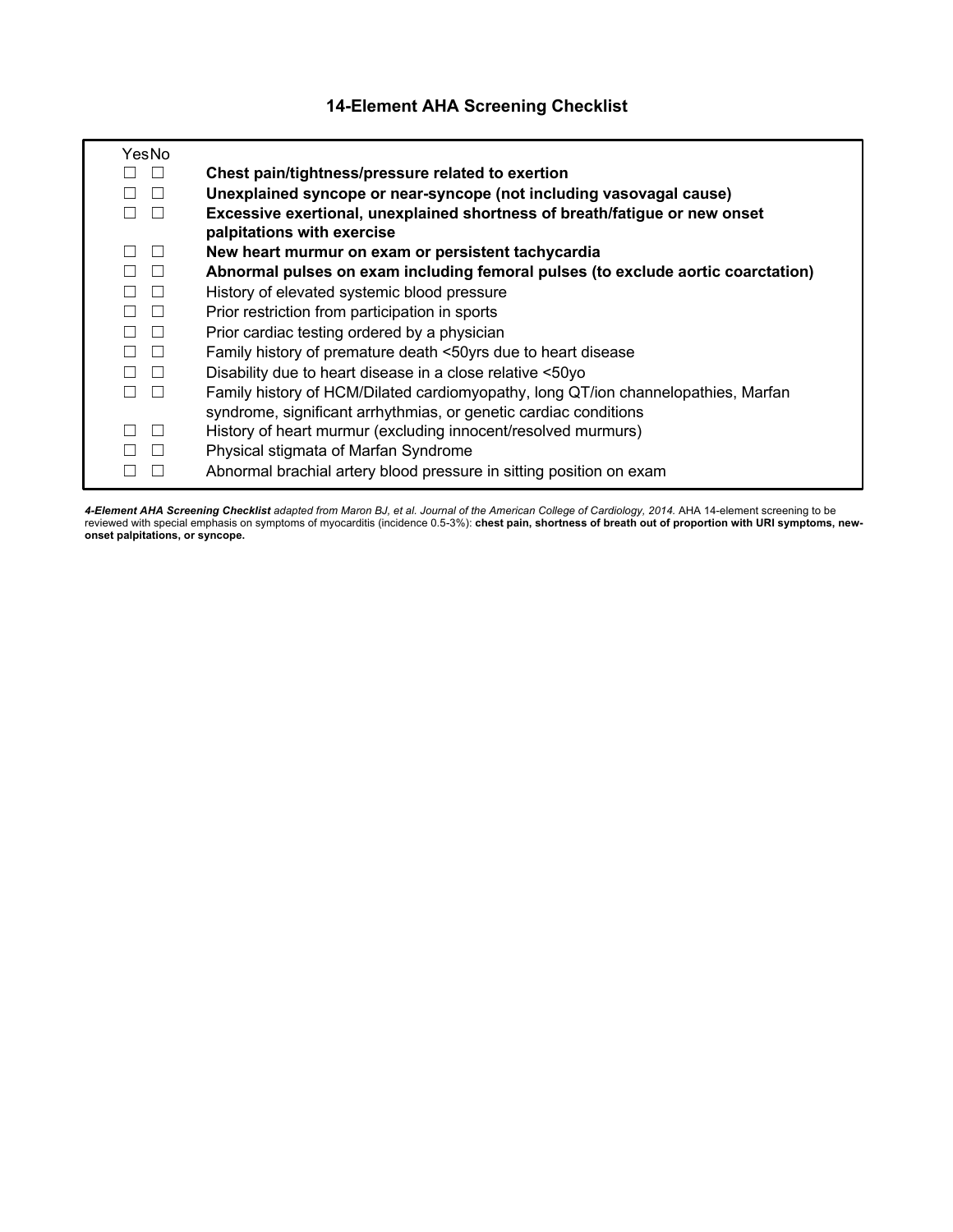## 14-Element AHA Screening Checklist

| Yes | No | |
|---|---|---|
| ☐ | ☐ | **Chest pain/tightness/pressure related to exertion** |
| ☐ | ☐ | **Unexplained syncope or near-syncope (not including vasovagal cause)** |
| ☐ | ☐ | **Excessive exertional, unexplained shortness of breath/fatigue or new onset palpitations with exercise** |
| ☐ | ☐ | **New heart murmur on exam or persistent tachycardia** |
| ☐ | ☐ | **Abnormal pulses on exam including femoral pulses (to exclude aortic coarctation)** |
| ☐ | ☐ | History of elevated systemic blood pressure |
| ☐ | ☐ | Prior restriction from participation in sports |
| ☐ | ☐ | Prior cardiac testing ordered by a physician |
| ☐ | ☐ | Family history of premature death <50yrs due to heart disease |
| ☐ | ☐ | Disability due to heart disease in a close relative <50yo |
| ☐ | ☐ | Family history of HCM/Dilated cardiomyopathy, long QT/ion channelopathies, Marfan syndrome, significant arrhythmias, or genetic cardiac conditions |
| ☐ | ☐ | History of heart murmur (excluding innocent/resolved murmurs) |
| ☐ | ☐ | Physical stigmata of Marfan Syndrome |
| ☐ | ☐ | Abnormal brachial artery blood pressure in sitting position on exam |

***4-Element AHA Screening Checklist*** *adapted from Maron BJ, et al. Journal of the American College of Cardiology, 2014.* AHA 14-element screening to be reviewed with special emphasis on symptoms of myocarditis (incidence 0.5-3%): **chest pain, shortness of breath out of proportion with URI symptoms, new-onset palpitations, or syncope.**